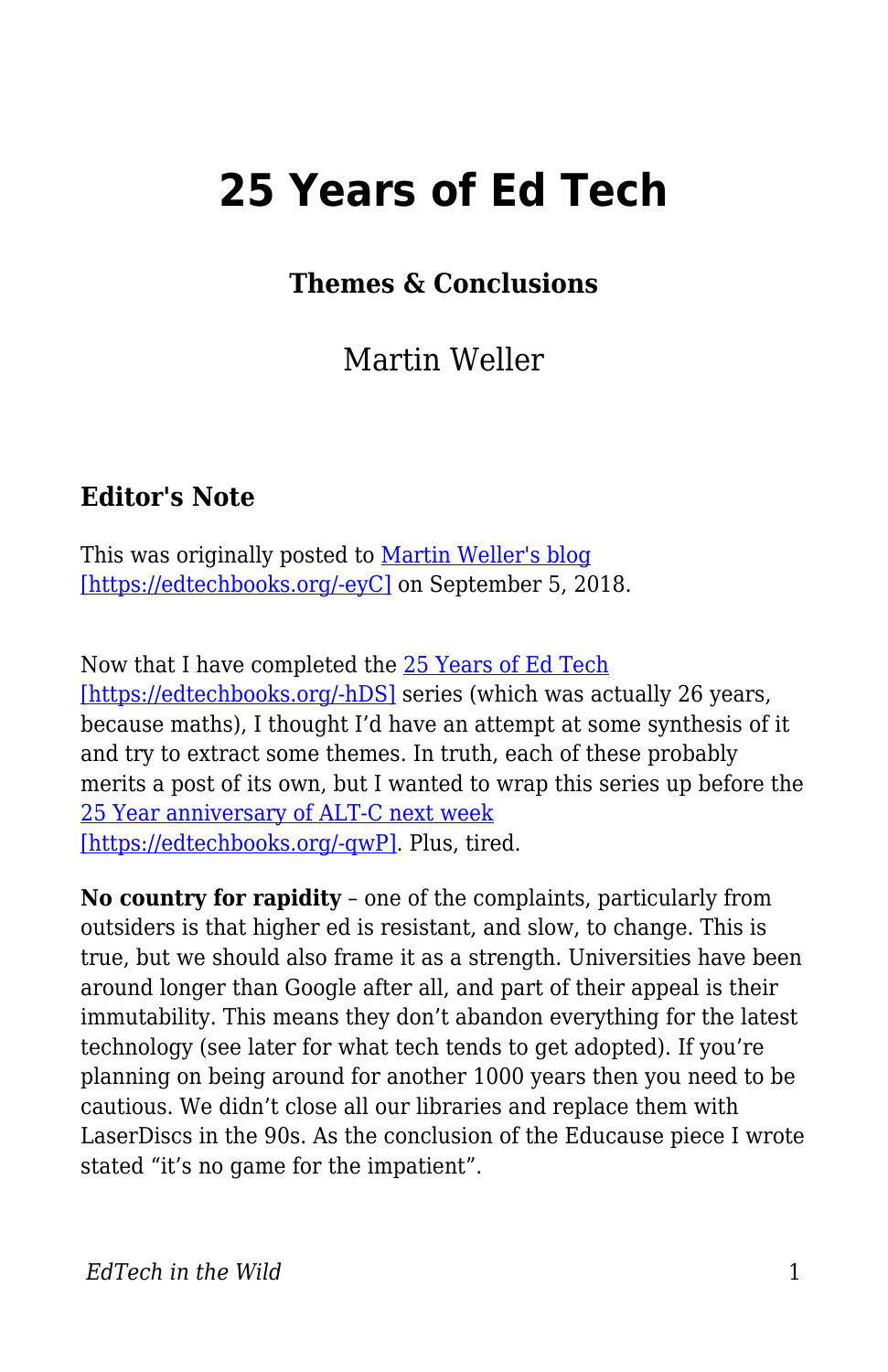# 25 Years of Ed Tech

### Themes & Conclusions

Martin Weller

### Editor's Note

This was originally posted to [Martin Weller's blog](https://edtechbooks.org/-eyC) [https://edtechbooks.org/-eyC] on September 5, 2018.

Now that I have completed the [25 Years of Ed Tech](https://edtechbooks.org/-hDS) [https://edtechbooks.org/-hDS] series (which was actually 26 years, because maths), I thought I'd have an attempt at some synthesis of it and try to extract some themes. In truth, each of these probably merits a post of its own, but I wanted to wrap this series up before the [25 Year anniversary of ALT-C next week](https://edtechbooks.org/-qwP) [https://edtechbooks.org/-qwP]. Plus, tired.

**No country for rapidity** – one of the complaints, particularly from outsiders is that higher ed is resistant, and slow, to change. This is true, but we should also frame it as a strength. Universities have been around longer than Google after all, and part of their appeal is their immutability. This means they don't abandon everything for the latest technology (see later for what tech tends to get adopted). If you're planning on being around for another 1000 years then you need to be cautious. We didn't close all our libraries and replace them with LaserDiscs in the 90s. As the conclusion of the Educause piece I wrote stated "it's no game for the impatient".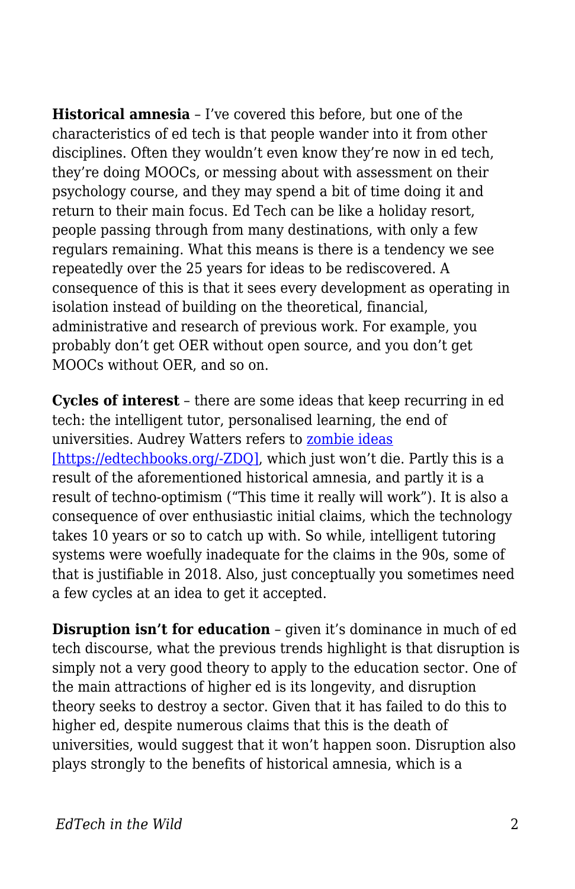**Historical amnesia** – I've covered this before, but one of the characteristics of ed tech is that people wander into it from other disciplines. Often they wouldn't even know they're now in ed tech, they're doing MOOCs, or messing about with assessment on their psychology course, and they may spend a bit of time doing it and return to their main focus. Ed Tech can be like a holiday resort, people passing through from many destinations, with only a few regulars remaining. What this means is there is a tendency we see repeatedly over the 25 years for ideas to be rediscovered. A consequence of this is that it sees every development as operating in isolation instead of building on the theoretical, financial, administrative and research of previous work. For example, you probably don't get OER without open source, and you don't get MOOCs without OER, and so on.

**Cycles of interest** – there are some ideas that keep recurring in ed tech: the intelligent tutor, personalised learning, the end of universities. Audrey Watters refers to [zombie ideas [https://edtechbooks.org/-ZDQ]](https://edtechbooks.org/-ZDQ), which just won't die. Partly this is a result of the aforementioned historical amnesia, and partly it is a result of techno-optimism ("This time it really will work"). It is also a consequence of over enthusiastic initial claims, which the technology takes 10 years or so to catch up with. So while, intelligent tutoring systems were woefully inadequate for the claims in the 90s, some of that is justifiable in 2018. Also, just conceptually you sometimes need a few cycles at an idea to get it accepted.

**Disruption isn't for education** – given it's dominance in much of ed tech discourse, what the previous trends highlight is that disruption is simply not a very good theory to apply to the education sector. One of the main attractions of higher ed is its longevity, and disruption theory seeks to destroy a sector. Given that it has failed to do this to higher ed, despite numerous claims that this is the death of universities, would suggest that it won't happen soon. Disruption also plays strongly to the benefits of historical amnesia, which is a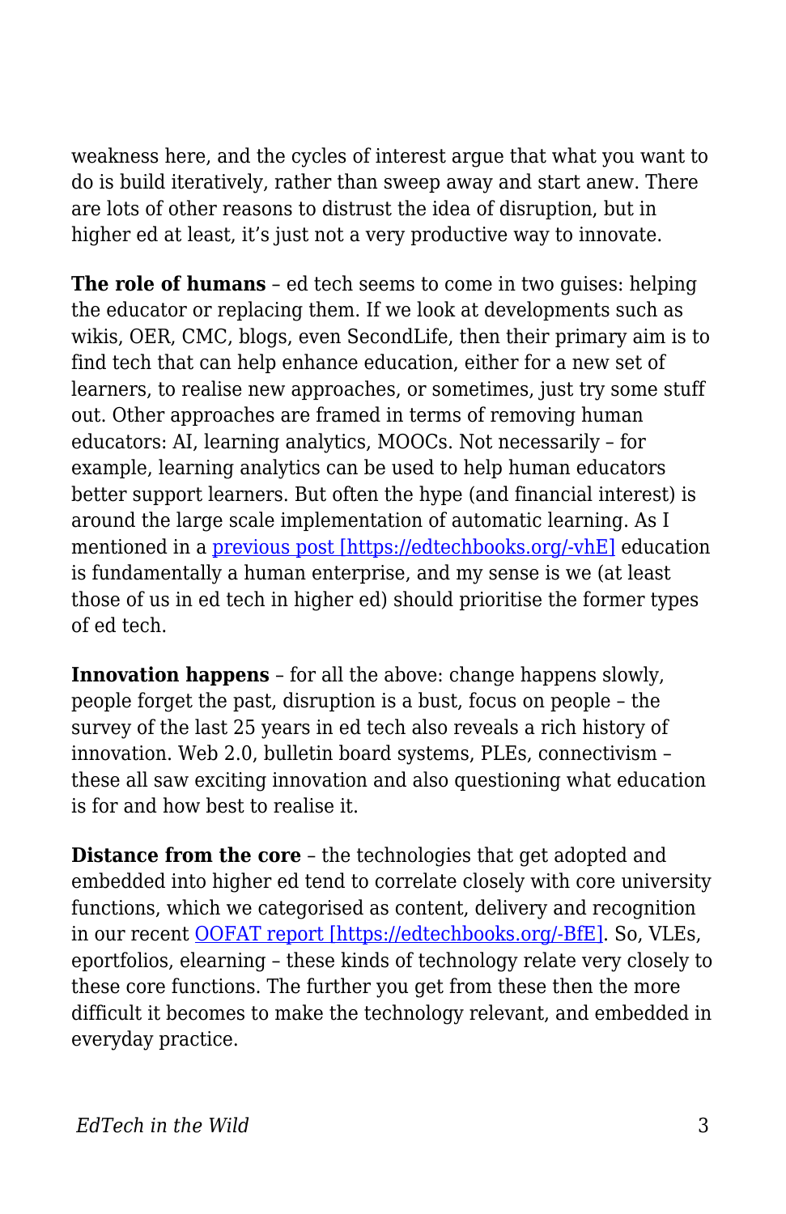weakness here, and the cycles of interest argue that what you want to do is build iteratively, rather than sweep away and start anew. There are lots of other reasons to distrust the idea of disruption, but in higher ed at least, it's just not a very productive way to innovate.

**The role of humans** – ed tech seems to come in two guises: helping the educator or replacing them. If we look at developments such as wikis, OER, CMC, blogs, even SecondLife, then their primary aim is to find tech that can help enhance education, either for a new set of learners, to realise new approaches, or sometimes, just try some stuff out. Other approaches are framed in terms of removing human educators: AI, learning analytics, MOOCs. Not necessarily – for example, learning analytics can be used to help human educators better support learners. But often the hype (and financial interest) is around the large scale implementation of automatic learning. As I mentioned in a [previous post [https://edtechbooks.org/-vhE]](https://edtechbooks.org/-vhE) education is fundamentally a human enterprise, and my sense is we (at least those of us in ed tech in higher ed) should prioritise the former types of ed tech.

**Innovation happens** – for all the above: change happens slowly, people forget the past, disruption is a bust, focus on people – the survey of the last 25 years in ed tech also reveals a rich history of innovation. Web 2.0, bulletin board systems, PLEs, connectivism – these all saw exciting innovation and also questioning what education is for and how best to realise it.

**Distance from the core** – the technologies that get adopted and embedded into higher ed tend to correlate closely with core university functions, which we categorised as content, delivery and recognition in our recent [OOFAT report [https://edtechbooks.org/-BfE]](https://edtechbooks.org/-BfE). So, VLEs, eportfolios, elearning – these kinds of technology relate very closely to these core functions. The further you get from these then the more difficult it becomes to make the technology relevant, and embedded in everyday practice.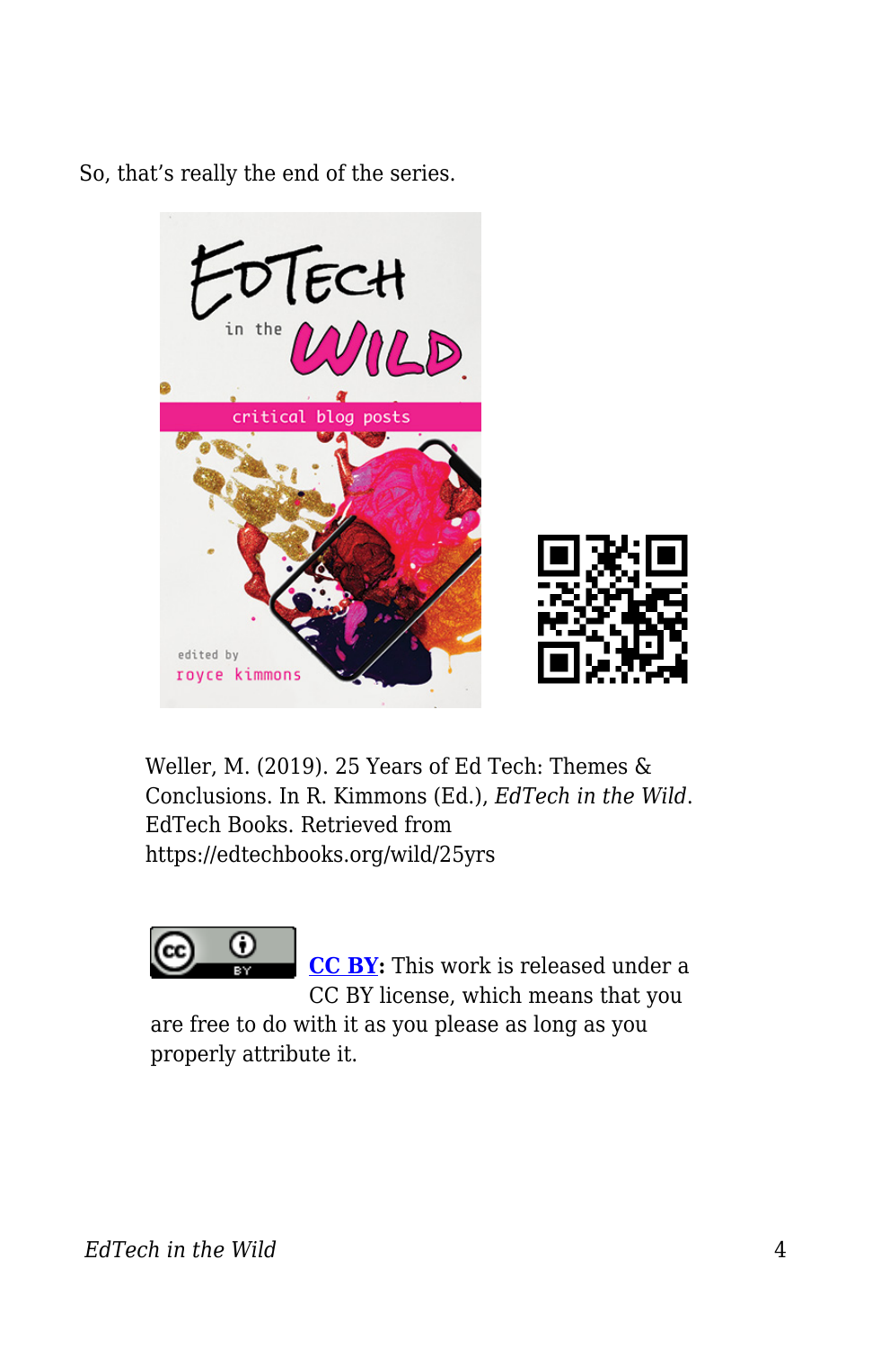So, that's really the end of the series.

Weller, M. (2019). 25 Years of Ed Tech: Themes & Conclusions. In R. Kimmons (Ed.), *EdTech in the Wild*. EdTech Books. Retrieved from https://edtechbooks.org/wild/25yrs

**CC BY:** This work is released under a CC BY license, which means that you are free to do with it as you please as long as you properly attribute it.